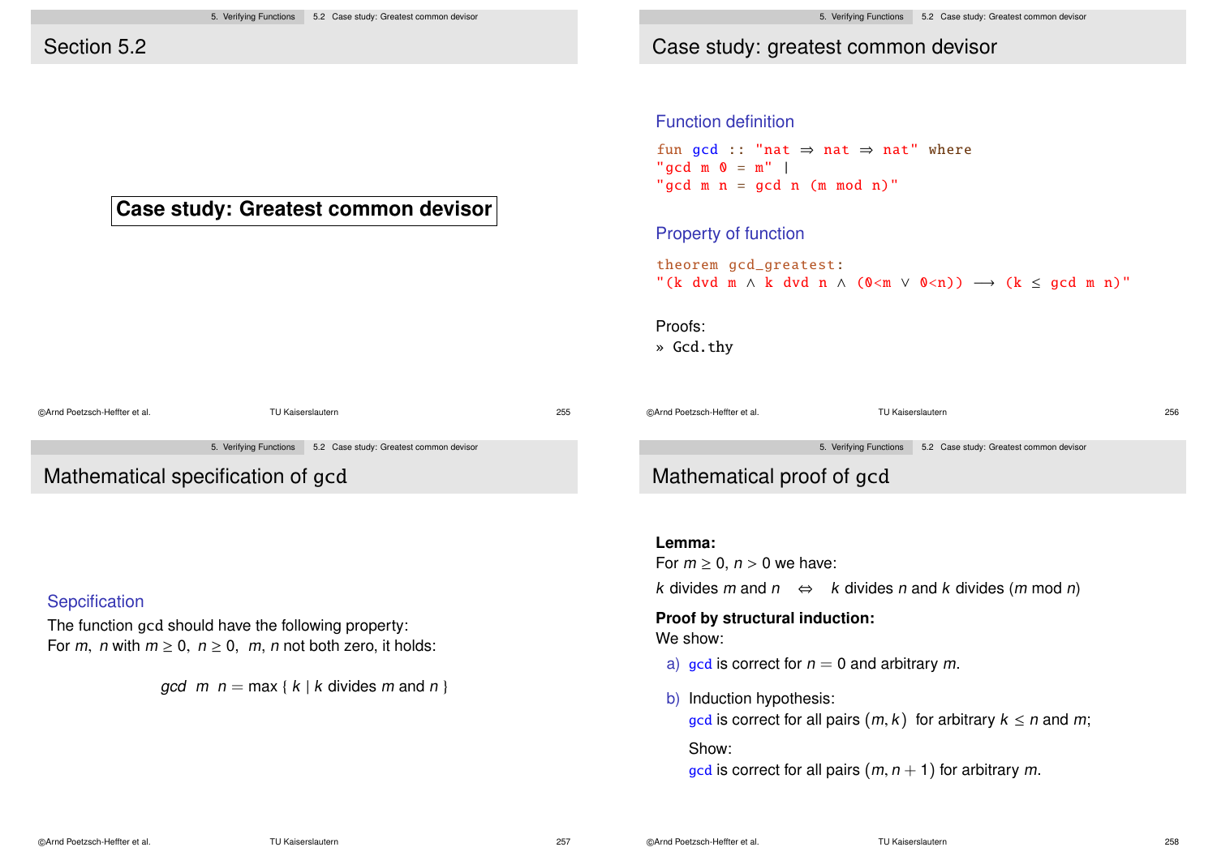## Section 5.2

**Case study: Greatest common divisor**

## Case study: greatest common divisor

### Function definition

```
fun gcd :: "nat ⇒ nat ⇒ nat" where
"gcd m 0 = m" |
"gcd m n = gcd n (m mod n)"
```

### Property of function

```
theorem gcd_greatest:
"(k dvd m ∧ k dvd n ∧ (0<m ∨ 0<n)) ⟶ (k ≤ gcd m n)"
```

Proofs:

» `Gcd.thy`

## Mathematical specification of gcd

### Sepcification

The function gcd should have the following property:
For $m$, $n$ with $m \geq 0$, $n \geq 0$, $m$, $n$ not both zero, it holds:

$$gcd \;\; m \;\; n = \max \{ \, k \mid k \text{ divides } m \text{ and } n \, \}$$

## Mathematical proof of gcd

**Lemma:**
For $m \geq 0$, $n > 0$ we have:

$k$ divides $m$ and $n \quad \Leftrightarrow \quad k$ divides $n$ and $k$ divides $(m \bmod n)$

**Proof by structural induction:**
We show:

a) gcd is correct for $n = 0$ and arbitrary $m$.

b) Induction hypothesis:
gcd is correct for all pairs $(m, k)$ for arbitrary $k \leq n$ and $m$;

Show:
gcd is correct for all pairs $(m, n+1)$ for arbitrary $m$.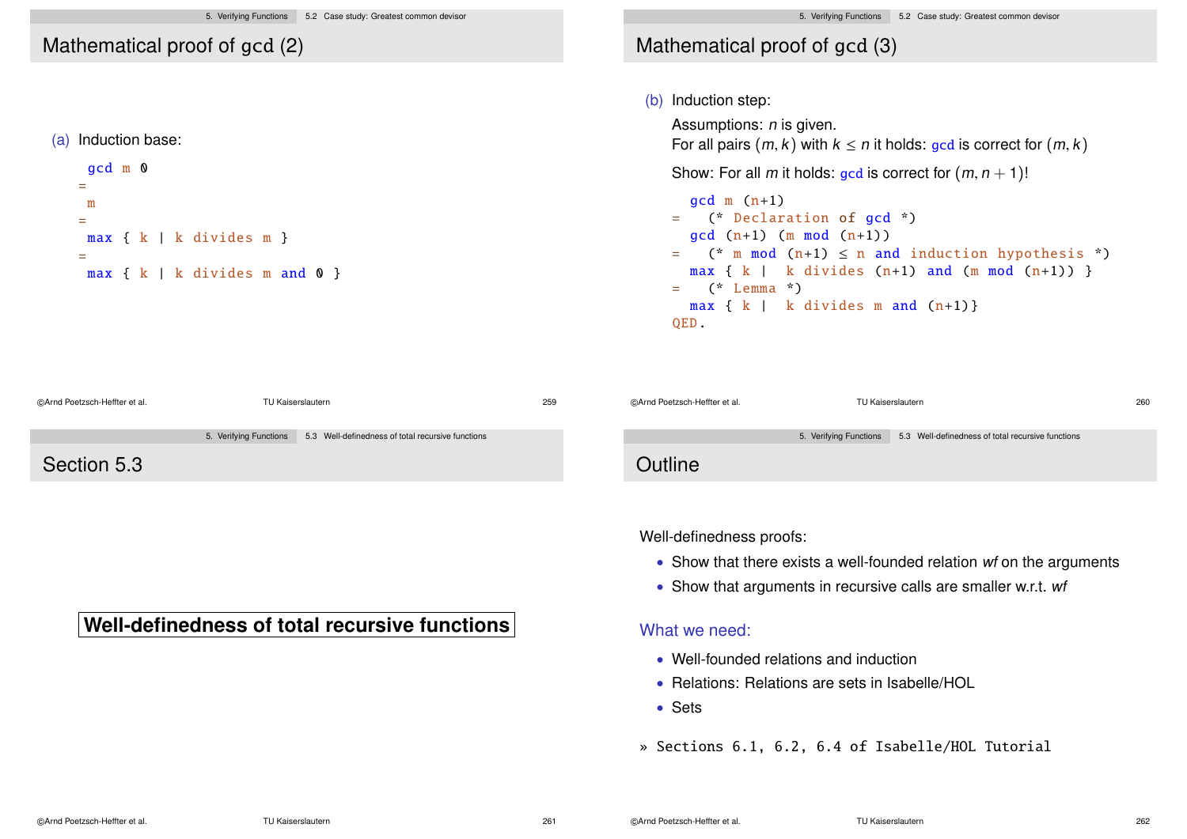## Mathematical proof of gcd (2)

(a) Induction base:

```
 gcd m 0
=
 m
=
 max { k | k divides m }
=
 max { k | k divides m and 0 }
```

## Mathematical proof of gcd (3)

(b) Induction step:

Assumptions: $n$ is given.
For all pairs $(m, k)$ with $k \leq n$ it holds: gcd is correct for $(m, k)$

Show: For all $m$ it holds: gcd is correct for $(m, n + 1)$!

```
  gcd m (n+1)
=   (* Declaration of gcd *)
  gcd (n+1) (m mod (n+1))
=   (* m mod (n+1) ≤ n and induction hypothesis *)
  max { k |  k divides (n+1) and (m mod (n+1)) }
=   (* Lemma *)
  max { k |  k divides m and (n+1)}
QED.
```

## Section 5.3

**Well-definedness of total recursive functions**

## Outline

Well-definedness proofs:

- Show that there exists a well-founded relation *wf* on the arguments
- Show that arguments in recursive calls are smaller w.r.t. *wf*

What we need:

- Well-founded relations and induction
- Relations: Relations are sets in Isabelle/HOL
- Sets

» Sections 6.1, 6.2, 6.4 of Isabelle/HOL Tutorial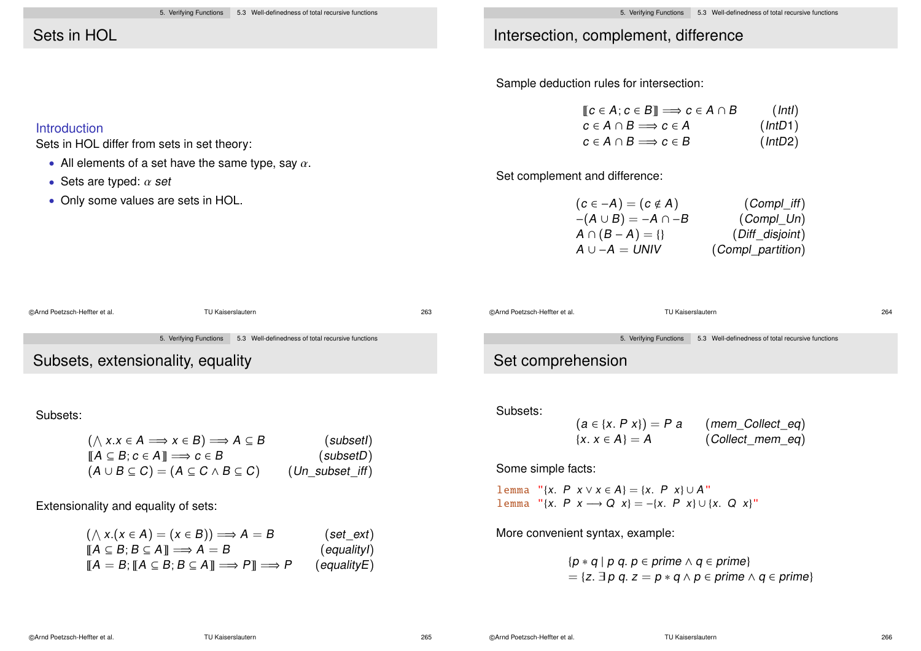## Sets in HOL

**Introduction**

Sets in HOL differ from sets in set theory:

- All elements of a set have the same type, say $\alpha$.
- Sets are typed: $\alpha$ *set*
- Only some values are sets in HOL.

## Intersection, complement, difference

Sample deduction rules for intersection:

$$\llbracket c \in A; c \in B \rrbracket \Longrightarrow c \in A \cap B \qquad (IntI)$$
$$c \in A \cap B \Longrightarrow c \in A \qquad (IntD1)$$
$$c \in A \cap B \Longrightarrow c \in B \qquad (IntD2)$$

Set complement and difference:

$$(c \in -A) = (c \notin A) \qquad (Compl\_iff)$$
$$-(A \cup B) = -A \cap -B \qquad (Compl\_Un)$$
$$A \cap (B - A) = \{\} \qquad (Diff\_disjoint)$$
$$A \cup -A = UNIV \qquad (Compl\_partition)$$

## Subsets, extensionality, equality

Subsets:

$$(\bigwedge x.x \in A \Longrightarrow x \in B) \Longrightarrow A \subseteq B \qquad (subsetI)$$
$$\llbracket A \subseteq B; c \in A \rrbracket \Longrightarrow c \in B \qquad (subsetD)$$
$$(A \cup B \subseteq C) = (A \subseteq C \wedge B \subseteq C) \qquad (Un\_subset\_iff)$$

Extensionality and equality of sets:

$$(\bigwedge x.(x \in A) = (x \in B)) \Longrightarrow A = B \qquad (set\_ext)$$
$$\llbracket A \subseteq B; B \subseteq A \rrbracket \Longrightarrow A = B \qquad (equalityI)$$
$$\llbracket A = B; \llbracket A \subseteq B; B \subseteq A \rrbracket \Longrightarrow P \rrbracket \Longrightarrow P \qquad (equalityE)$$

## Set comprehension

Subsets:

$$(a \in \{x.\ P\ x\}) = P\ a \qquad (mem\_Collect\_eq)$$
$$\{x.\ x \in A\} = A \qquad (Collect\_mem\_eq)$$

Some simple facts:

```
lemma "{x. P x ∨ x ∈ A} = {x. P x} ∪ A"
lemma "{x. P x ⟶ Q x} = −{x. P x} ∪ {x. Q x}"
```

More convenient syntax, example:

$$\{p * q \mid p\ q.\ p \in prime \wedge q \in prime\}$$
$$= \{z.\ \exists p\ q.\ z = p * q \wedge p \in prime \wedge q \in prime\}$$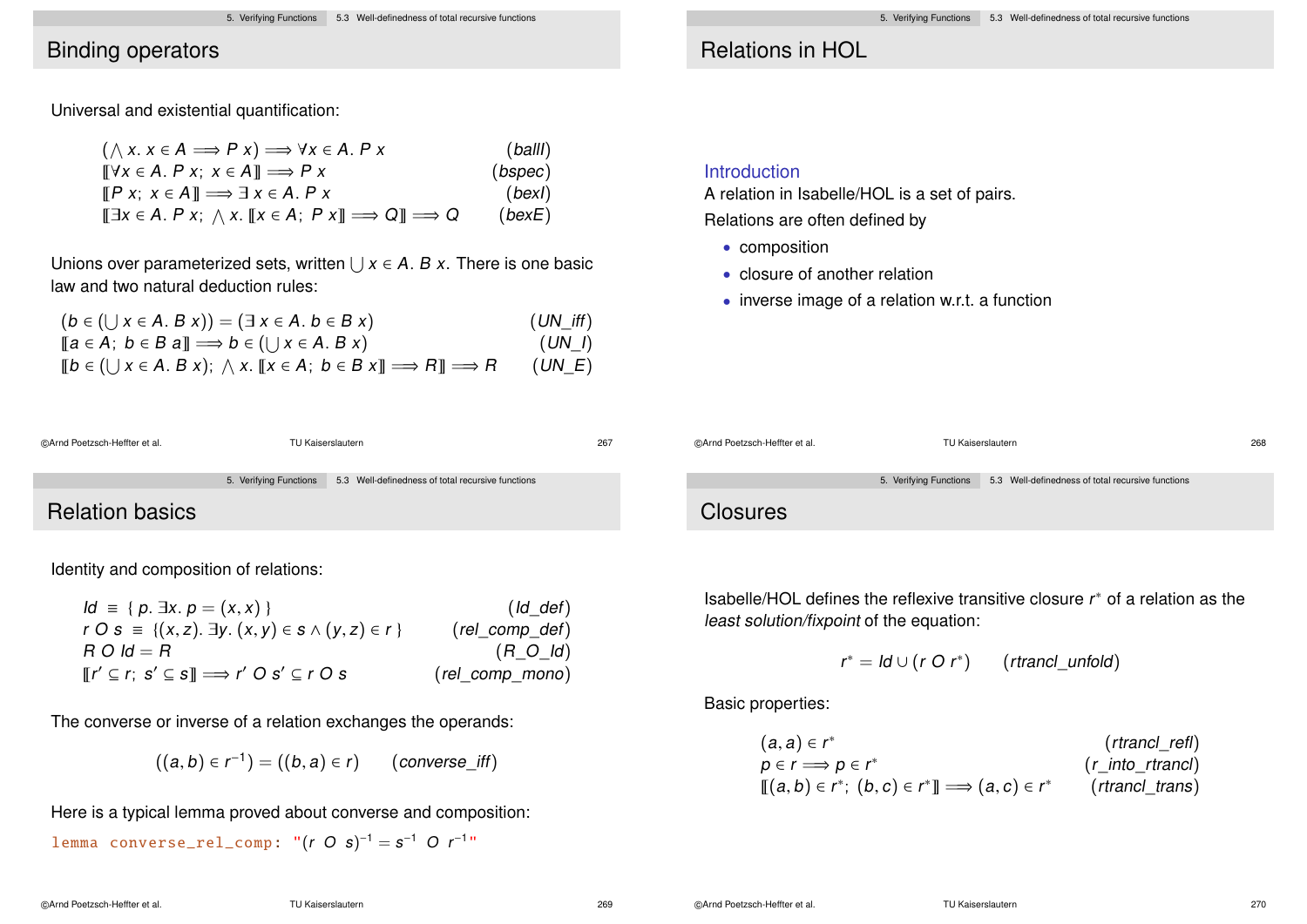## Binding operators

Universal and existential quantification:

$$(\bigwedge x.\ x \in A \Longrightarrow P\ x) \Longrightarrow \forall x \in A.\ P\ x \qquad (ballI)$$
$$[\![\forall x \in A.\ P\ x;\ x \in A]\!] \Longrightarrow P\ x \qquad (bspec)$$
$$[\![P\ x;\ x \in A]\!] \Longrightarrow \exists\ x \in A.\ P\ x \qquad (bexI)$$
$$[\![\exists x \in A.\ P\ x;\ \bigwedge x.\ [\![x \in A;\ P\ x]\!] \Longrightarrow Q]\!] \Longrightarrow Q \qquad (bexE)$$

Unions over parameterized sets, written $\bigcup x \in A.\ B\ x$. There is one basic law and two natural deduction rules:

$$(b \in (\bigcup x \in A.\ B\ x)) = (\exists\ x \in A.\ b \in B\ x) \qquad (UN\_iff)$$
$$[\![a \in A;\ b \in B\ a]\!] \Longrightarrow b \in (\bigcup x \in A.\ B\ x) \qquad (UN\_I)$$
$$[\![b \in (\bigcup x \in A.\ B\ x);\ \bigwedge x.\ [\![x \in A;\ b \in B\ x]\!] \Longrightarrow R]\!] \Longrightarrow R \qquad (UN\_E)$$

## Relations in HOL

### Introduction

A relation in Isabelle/HOL is a set of pairs.

Relations are often defined by

- composition
- closure of another relation
- inverse image of a relation w.r.t. a function

## Relation basics

Identity and composition of relations:

$$Id\ \equiv\ \{\ p.\ \exists x.\ p = (x, x)\ \} \qquad (Id\_def)$$
$$r\ O\ s\ \equiv\ \{(x, z).\ \exists y.\ (x, y) \in s \land (y, z) \in r\ \} \qquad (rel\_comp\_def)$$
$$R\ O\ Id = R \qquad (R\_O\_Id)$$
$$[\![r' \subseteq r;\ s' \subseteq s]\!] \Longrightarrow r'\ O\ s' \subseteq r\ O\ s \qquad (rel\_comp\_mono)$$

The converse or inverse of a relation exchanges the operands:

$$((a, b) \in r^{-1}) = ((b, a) \in r) \qquad (converse\_iff)$$

Here is a typical lemma proved about converse and composition:

```
lemma converse_rel_comp: "(r O s)⁻¹ = s⁻¹ O r⁻¹"
```

## Closures

Isabelle/HOL defines the reflexive transitive closure $r^*$ of a relation as the *least solution/fixpoint* of the equation:

$$r^* = Id \cup (r\ O\ r^*) \qquad (rtrancl\_unfold)$$

Basic properties:

$$(a, a) \in r^* \qquad (rtrancl\_refl)$$
$$p \in r \Longrightarrow p \in r^* \qquad (r\_into\_rtrancl)$$
$$[\![(a, b) \in r^*;\ (b, c) \in r^*]\!] \Longrightarrow (a, c) \in r^* \qquad (rtrancl\_trans)$$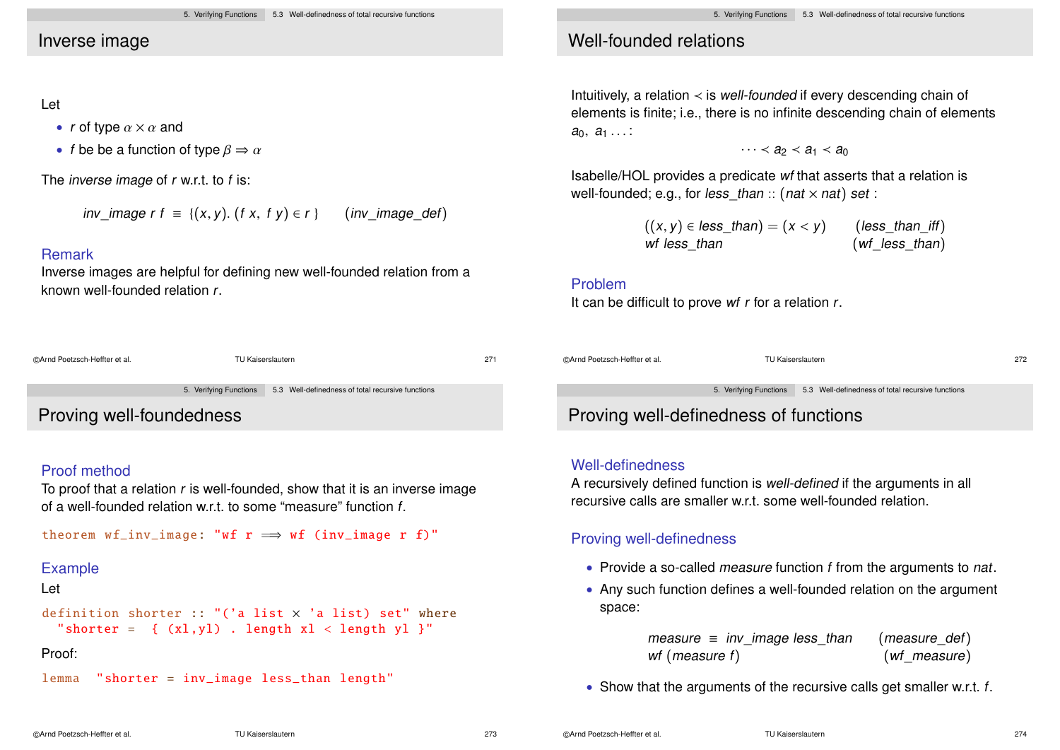## Inverse image

Let

- $r$ of type $\alpha \times \alpha$ and
- $f$ be be a function of type $\beta \Rightarrow \alpha$

The *inverse image* of $r$ w.r.t. to $f$ is:

$$inv\_image\ r\ f \ \equiv \ \{(x, y).\ (f\ x,\ f\ y) \in r\} \qquad (inv\_image\_def)$$

### Remark

Inverse images are helpful for defining new well-founded relation from a known well-founded relation $r$.

## Well-founded relations

Intuitively, a relation $\prec$ is *well-founded* if every descending chain of elements is finite; i.e., there is no infinite descending chain of elements $a_0,\ a_1 \ldots$:

$$\cdots \prec a_2 \prec a_1 \prec a_0$$

Isabelle/HOL provides a predicate *wf* that asserts that a relation is well-founded; e.g., for $less\_than :: (nat \times nat)\ set$ :

$$((x, y) \in less\_than) = (x < y) \qquad (less\_than\_iff)$$
$$wf\ less\_than \qquad (wf\_less\_than)$$

### Problem

It can be difficult to prove $wf\ r$ for a relation $r$.

## Proving well-foundedness

### Proof method

To proof that a relation $r$ is well-founded, show that it is an inverse image of a well-founded relation w.r.t. to some "measure" function $f$.

```
theorem wf_inv_image: "wf r ⟹ wf (inv_image r f)"
```

### Example

Let

```
definition shorter :: "('a list × 'a list) set" where
  "shorter =  { (xl,yl) . length xl < length yl }"
```

Proof:

```
lemma  "shorter = inv_image less_than length"
```

## Proving well-definedness of functions

### Well-definedness

A recursively defined function is *well-defined* if the arguments in all recursive calls are smaller w.r.t. some well-founded relation.

### Proving well-definedness

- Provide a so-called *measure* function $f$ from the arguments to *nat*.
- Any such function defines a well-founded relation on the argument space:

$$measure \ \equiv \ inv\_image\ less\_than \qquad (measure\_def)$$
$$wf\ (measure\ f) \qquad (wf\_measure)$$

- Show that the arguments of the recursive calls get smaller w.r.t. $f$.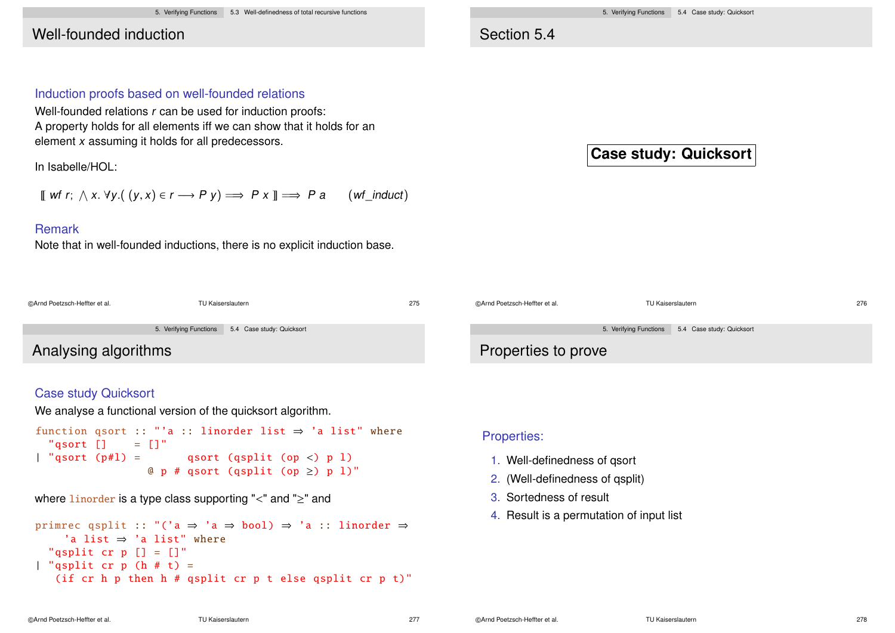## Well-founded induction

### Induction proofs based on well-founded relations

Well-founded relations $r$ can be used for induction proofs:
A property holds for all elements iff we can show that it holds for an element $x$ assuming it holds for all predecessors.

In Isabelle/HOL:

$$\llbracket\ wf\ r;\ \bigwedge x.\ \forall y. (\ (y,x) \in r \longrightarrow P\ y) \Longrightarrow\ P\ x\ \rrbracket \Longrightarrow\ P\ a \qquad (wf\_induct)$$

### Remark

Note that in well-founded inductions, there is no explicit induction base.

## Section 5.4

**Case study: Quicksort**

## Analysing algorithms

### Case study Quicksort

We analyse a functional version of the quicksort algorithm.

```
function qsort :: "'a :: linorder list ⇒ 'a list" where
  "qsort []     = []"
| "qsort (p#l) =        qsort (qsplit (op <) p l)
                  @ p # qsort (qsplit (op ≥) p l)"
```

where `linorder` is a type class supporting "<" and "≥" and

```
primrec qsplit :: "('a ⇒ 'a ⇒ bool) ⇒ 'a :: linorder ⇒
     'a list ⇒ 'a list" where
  "qsplit cr p [] = []"
| "qsplit cr p (h # t) =
   (if cr h p then h # qsplit cr p t else qsplit cr p t)"
```

## Properties to prove

### Properties:

1. Well-definedness of qsort
2. (Well-definedness of qsplit)
3. Sortedness of result
4. Result is a permutation of input list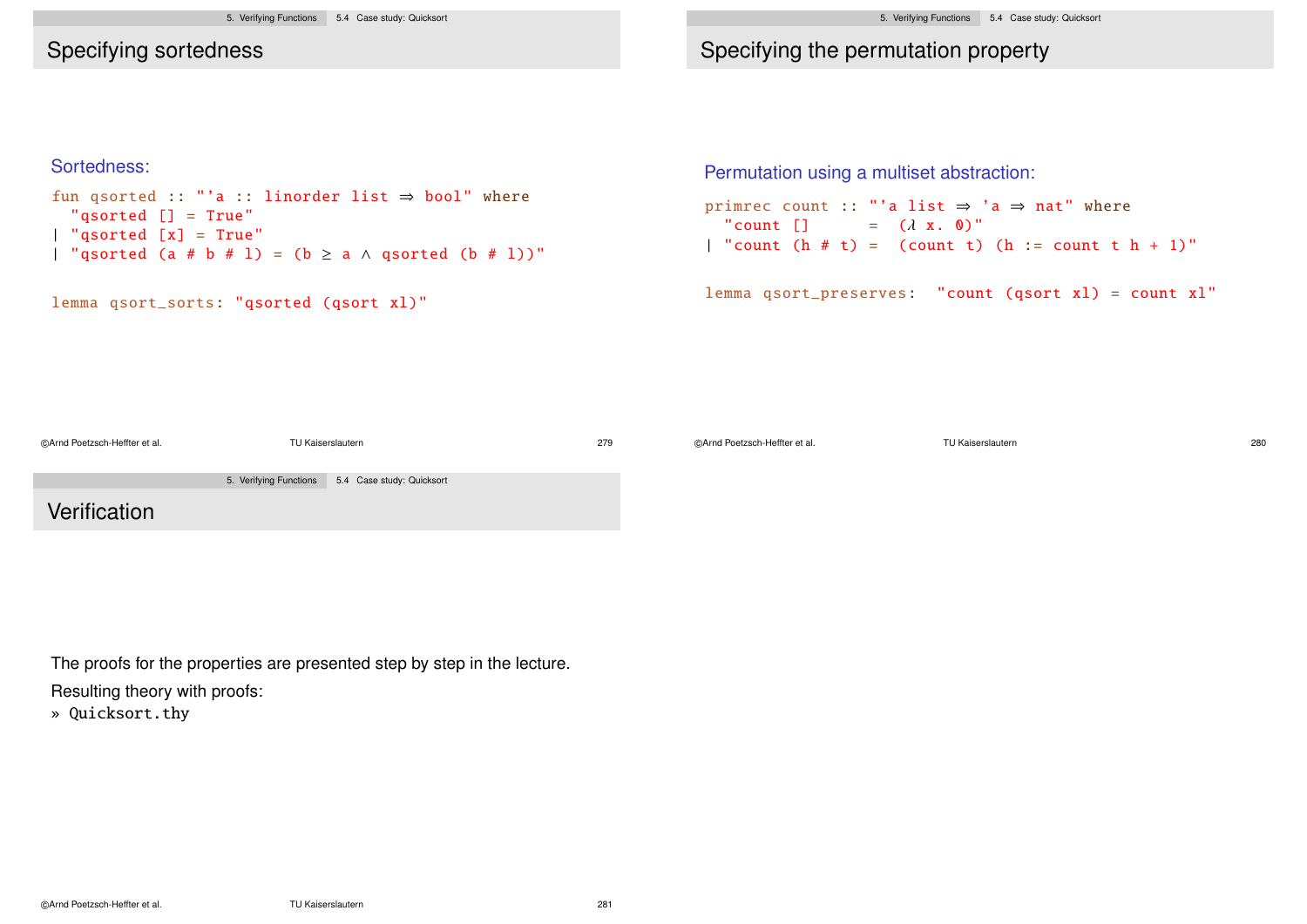## Specifying sortedness

Sortedness:

```
fun qsorted :: "'a :: linorder list ⇒ bool" where
  "qsorted [] = True"
| "qsorted [x] = True"
| "qsorted (a # b # l) = (b ≥ a ∧ qsorted (b # l))"

lemma qsort_sorts: "qsorted (qsort xl)"
```

## Specifying the permutation property

Permutation using a multiset abstraction:

```
primrec count :: "'a list ⇒ 'a ⇒ nat" where
  "count []      =  (λ x. 0)"
| "count (h # t) =  (count t) (h := count t h + 1)"

lemma qsort_preserves:  "count (qsort xl) = count xl"
```

## Verification

The proofs for the properties are presented step by step in the lecture.

Resulting theory with proofs:

» `Quicksort.thy`